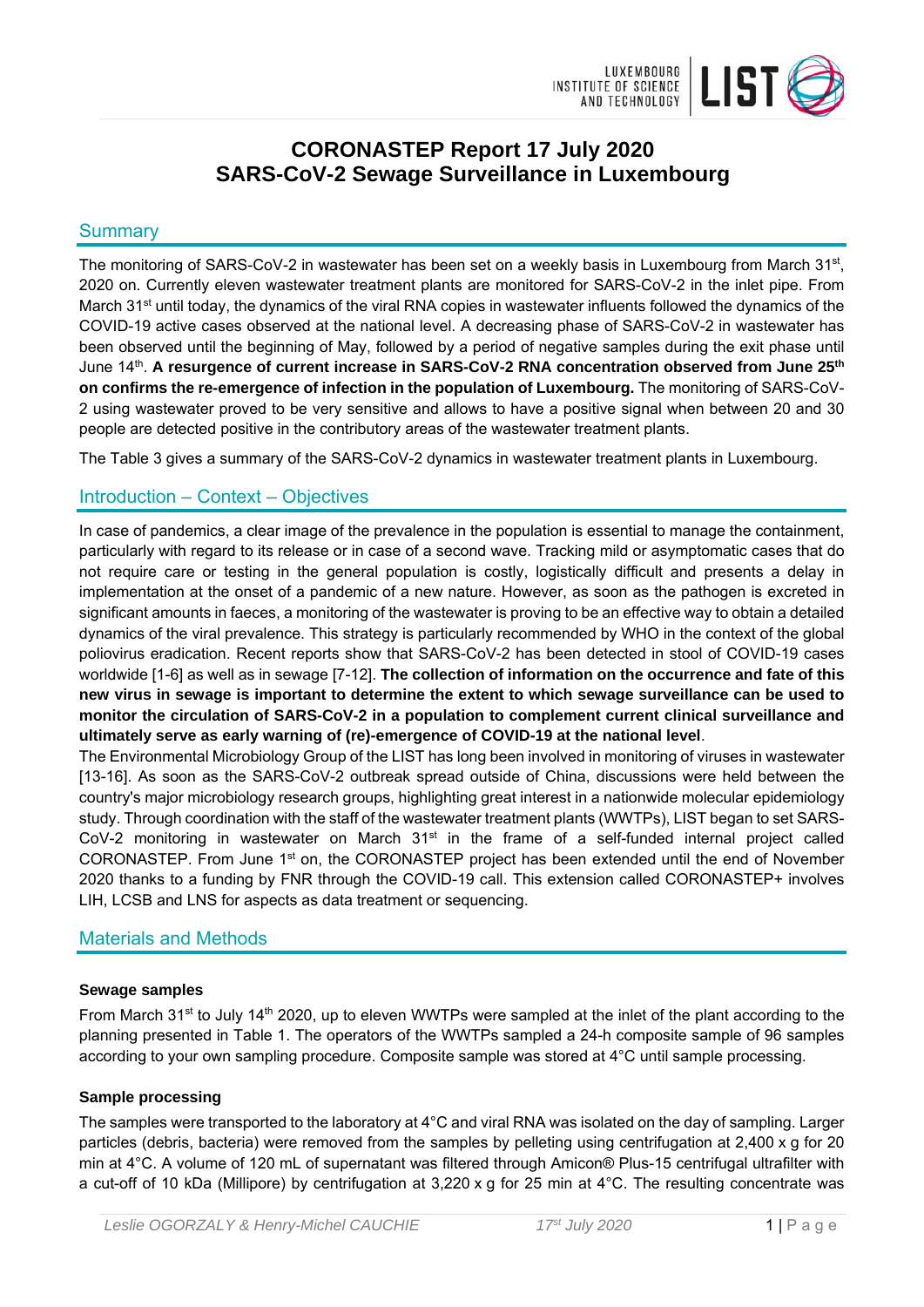# CORONASTEP Report 17 July 2020
# SARS-CoV-2 Sewage Surveillance in Luxembourg

## Summary

The monitoring of SARS-CoV-2 in wastewater has been set on a weekly basis in Luxembourg from March 31st, 2020 on. Currently eleven wastewater treatment plants are monitored for SARS-CoV-2 in the inlet pipe. From March 31st until today, the dynamics of the viral RNA copies in wastewater influents followed the dynamics of the COVID-19 active cases observed at the national level. A decreasing phase of SARS-CoV-2 in wastewater has been observed until the beginning of May, followed by a period of negative samples during the exit phase until June 14th. **A resurgence of current increase in SARS-CoV-2 RNA concentration observed from June 25th on confirms the re-emergence of infection in the population of Luxembourg.** The monitoring of SARS-CoV-2 using wastewater proved to be very sensitive and allows to have a positive signal when between 20 and 30 people are detected positive in the contributory areas of the wastewater treatment plants.

The Table 3 gives a summary of the SARS-CoV-2 dynamics in wastewater treatment plants in Luxembourg.

## Introduction – Context – Objectives

In case of pandemics, a clear image of the prevalence in the population is essential to manage the containment, particularly with regard to its release or in case of a second wave. Tracking mild or asymptomatic cases that do not require care or testing in the general population is costly, logistically difficult and presents a delay in implementation at the onset of a pandemic of a new nature. However, as soon as the pathogen is excreted in significant amounts in faeces, a monitoring of the wastewater is proving to be an effective way to obtain a detailed dynamics of the viral prevalence. This strategy is particularly recommended by WHO in the context of the global poliovirus eradication. Recent reports show that SARS-CoV-2 has been detected in stool of COVID-19 cases worldwide [1-6] as well as in sewage [7-12]. **The collection of information on the occurrence and fate of this new virus in sewage is important to determine the extent to which sewage surveillance can be used to monitor the circulation of SARS-CoV-2 in a population to complement current clinical surveillance and ultimately serve as early warning of (re)-emergence of COVID-19 at the national level**.

The Environmental Microbiology Group of the LIST has long been involved in monitoring of viruses in wastewater [13-16]. As soon as the SARS-CoV-2 outbreak spread outside of China, discussions were held between the country's major microbiology research groups, highlighting great interest in a nationwide molecular epidemiology study. Through coordination with the staff of the wastewater treatment plants (WWTPs), LIST began to set SARS-CoV-2 monitoring in wastewater on March 31st in the frame of a self-funded internal project called CORONASTEP. From June 1st on, the CORONASTEP project has been extended until the end of November 2020 thanks to a funding by FNR through the COVID-19 call. This extension called CORONASTEP+ involves LIH, LCSB and LNS for aspects as data treatment or sequencing.

## Materials and Methods

### Sewage samples

From March 31st to July 14th 2020, up to eleven WWTPs were sampled at the inlet of the plant according to the planning presented in Table 1. The operators of the WWTPs sampled a 24-h composite sample of 96 samples according to your own sampling procedure. Composite sample was stored at 4°C until sample processing.

### Sample processing

The samples were transported to the laboratory at 4°C and viral RNA was isolated on the day of sampling. Larger particles (debris, bacteria) were removed from the samples by pelleting using centrifugation at 2,400 x g for 20 min at 4°C. A volume of 120 mL of supernatant was filtered through Amicon® Plus-15 centrifugal ultrafilter with a cut-off of 10 kDa (Millipore) by centrifugation at 3,220 x g for 25 min at 4°C. The resulting concentrate was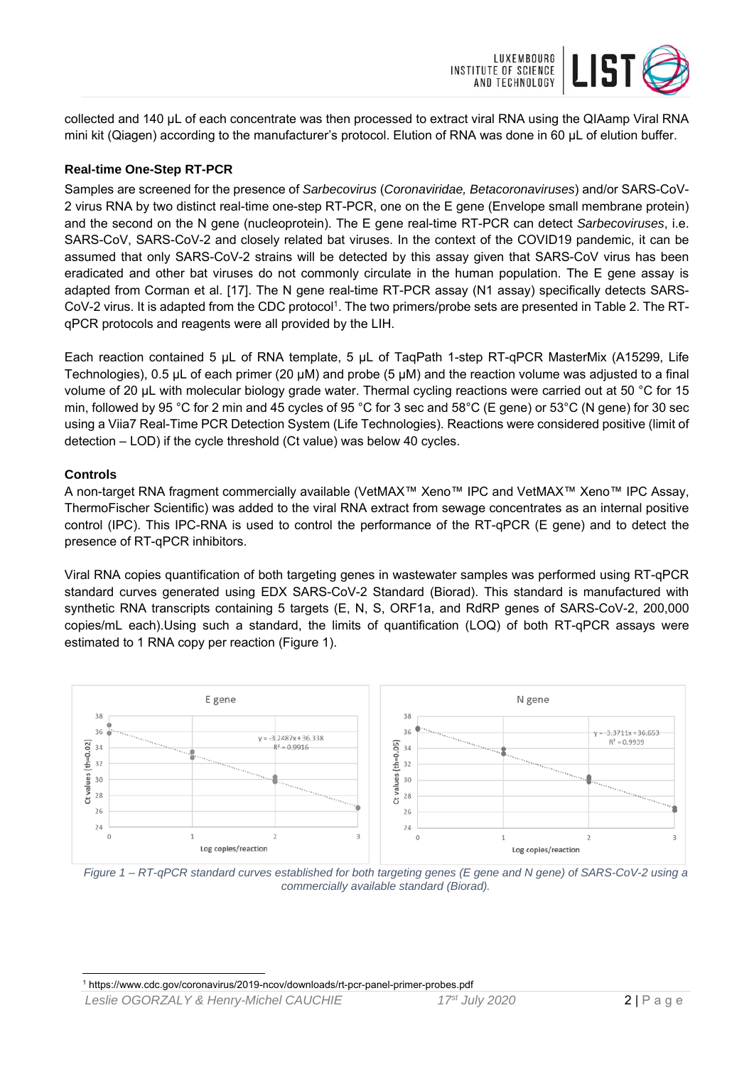collected and 140 µL of each concentrate was then processed to extract viral RNA using the QIAamp Viral RNA mini kit (Qiagen) according to the manufacturer's protocol. Elution of RNA was done in 60 µL of elution buffer.

### Real-time One-Step RT-PCR

Samples are screened for the presence of *Sarbecovirus* (*Coronaviridae, Betacoronaviruses*) and/or SARS-CoV-2 virus RNA by two distinct real-time one-step RT-PCR, one on the E gene (Envelope small membrane protein) and the second on the N gene (nucleoprotein). The E gene real-time RT-PCR can detect *Sarbecoviruses*, i.e. SARS-CoV, SARS-CoV-2 and closely related bat viruses. In the context of the COVID19 pandemic, it can be assumed that only SARS-CoV-2 strains will be detected by this assay given that SARS-CoV virus has been eradicated and other bat viruses do not commonly circulate in the human population. The E gene assay is adapted from Corman et al. [17]. The N gene real-time RT-PCR assay (N1 assay) specifically detects SARS-CoV-2 virus. It is adapted from the CDC protocol[1]. The two primers/probe sets are presented in Table 2. The RT-qPCR protocols and reagents were all provided by the LIH.

Each reaction contained 5 µL of RNA template, 5 µL of TaqPath 1-step RT-qPCR MasterMix (A15299, Life Technologies), 0.5 µL of each primer (20 µM) and probe (5 µM) and the reaction volume was adjusted to a final volume of 20 µL with molecular biology grade water. Thermal cycling reactions were carried out at 50 °C for 15 min, followed by 95 °C for 2 min and 45 cycles of 95 °C for 3 sec and 58°C (E gene) or 53°C (N gene) for 30 sec using a Viia7 Real-Time PCR Detection System (Life Technologies). Reactions were considered positive (limit of detection – LOD) if the cycle threshold (Ct value) was below 40 cycles.

### Controls

A non-target RNA fragment commercially available (VetMAX™ Xeno™ IPC and VetMAX™ Xeno™ IPC Assay, ThermoFischer Scientific) was added to the viral RNA extract from sewage concentrates as an internal positive control (IPC). This IPC-RNA is used to control the performance of the RT-qPCR (E gene) and to detect the presence of RT-qPCR inhibitors.

Viral RNA copies quantification of both targeting genes in wastewater samples was performed using RT-qPCR standard curves generated using EDX SARS-CoV-2 Standard (Biorad). This standard is manufactured with synthetic RNA transcripts containing 5 targets (E, N, S, ORF1a, and RdRP genes of SARS-CoV-2, 200,000 copies/mL each).Using such a standard, the limits of quantification (LOQ) of both RT-qPCR assays were estimated to 1 RNA copy per reaction (Figure 1).

*Figure 1 – RT-qPCR standard curves established for both targeting genes (E gene and N gene) of SARS-CoV-2 using a commercially available standard (Biorad).*

[1] https://www.cdc.gov/coronavirus/2019-ncov/downloads/rt-pcr-panel-primer-probes.pdf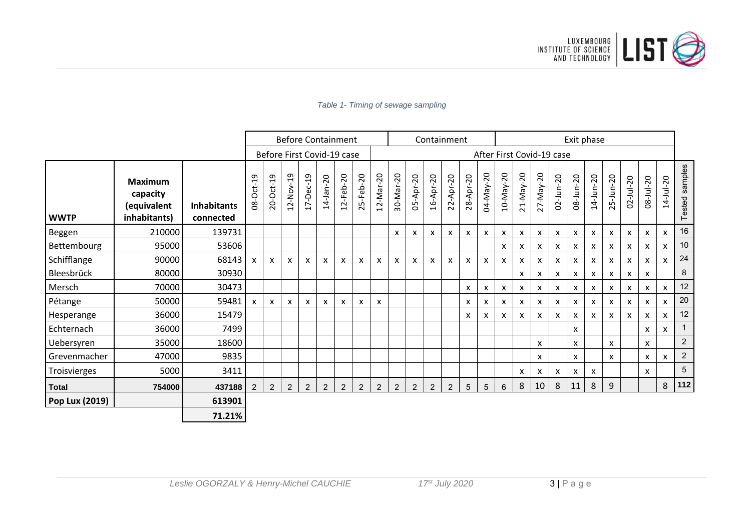*Table 1- Timing of sewage sampling*

| | | | Before Containment | | | | | | | | Containment | | | | | | Exit phase | | | | | | | | | | |
|---|---|---|---|---|---|---|---|---|---|---|---|---|---|---|---|---|---|---|---|---|---|---|---|---|---|---|---|
| | | | Before First Covid-19 case | | | | | | | After First Covid-19 case | | | | | | | | | | | | | | | | | |
| **WWTP** | **Maximum capacity (equivalent inhabitants)** | **Inhabitants connected** | 08-Oct-19 | 20-Oct-19 | 12-Nov-19 | 17-Dec-19 | 14-Jan-20 | 12-Feb-20 | 25-Feb-20 | 12-Mar-20 | 30-Mar-20 | 05-Apr-20 | 16-Apr-20 | 22-Apr-20 | 28-Apr-20 | 04-May-20 | 10-May-20 | 21-May-20 | 27-May-20 | 02-Jun-20 | 08-Jun-20 | 14-Jun-20 | 25-Jun-20 | 02-Jul-20 | 08-Jul-20 | 14-Jul-20 | Tested samples |
| Beggen | 210000 | 139731 | | | | | | | | | x | x | x | x | x | x | x | x | x | x | x | x | x | x | x | x | 16 |
| Bettembourg | 95000 | 53606 | | | | | | | | | | | | | | | x | x | x | x | x | x | x | x | x | x | 10 |
| Schifflange | 90000 | 68143 | x | x | x | x | x | x | x | x | x | x | x | x | x | x | x | x | x | x | x | x | x | x | x | x | 24 |
| Bleesbrück | 80000 | 30930 | | | | | | | | | | | | | | | | x | x | x | x | x | x | x | x | | 8 |
| Mersch | 70000 | 30473 | | | | | | | | | | | | | x | x | x | x | x | x | x | x | x | x | x | x | 12 |
| Pétange | 50000 | 59481 | x | x | x | x | x | x | x | x | | | | | x | x | x | x | x | x | x | x | x | x | x | x | 20 |
| Hesperange | 36000 | 15479 | | | | | | | | | | | | | x | x | x | x | x | x | x | x | x | x | x | x | 12 |
| Echternach | 36000 | 7499 | | | | | | | | | | | | | | | | | | | x | | | | x | x | 1 |
| Uebersyren | 35000 | 18600 | | | | | | | | | | | | | | | | | x | | x | | x | | x | | 2 |
| Grevenmacher | 47000 | 9835 | | | | | | | | | | | | | | | | | x | | x | | x | | x | x | 2 |
| Troisvierges | 5000 | 3411 | | | | | | | | | | | | | | | | x | x | x | x | x | | | x | | 5 |
| **Total** | **754000** | **437188** | 2 | 2 | 2 | 2 | 2 | 2 | 2 | 2 | 2 | 2 | 2 | 2 | 5 | 5 | 6 | 8 | 10 | 8 | 11 | 8 | 9 | | | 8 | **112** |
| **Pop Lux (2019)** | | **613901** | | | | | | | | | | | | | | | | | | | | | | | | | |
| | | **71.21%** | | | | | | | | | | | | | | | | | | | | | | | | | |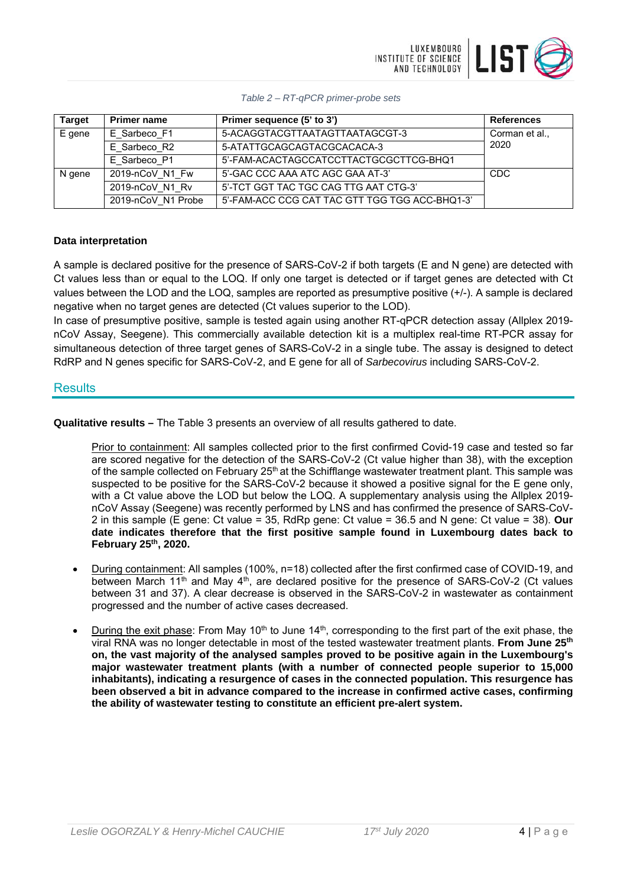*Table 2 – RT-qPCR primer-probe sets*

| Target | Primer name | Primer sequence (5' to 3') | References |
|---|---|---|---|
| E gene | E_Sarbeco_F1 | 5-ACAGGTACGTTAATAGTTAATAGCGT-3 | Corman et al., 2020 |
| | E_Sarbeco_R2 | 5-ATATTGCAGCAGTACGCACACA-3 | |
| | E_Sarbeco_P1 | 5'-FAM-ACACTAGCCATCCTTACTGCGCTTCG-BHQ1 | |
| N gene | 2019-nCoV_N1_Fw | 5'-GAC CCC AAA ATC AGC GAA AT-3' | CDC |
| | 2019-nCoV_N1_Rv | 5'-TCT GGT TAC TGC CAG TTG AAT CTG-3' | |
| | 2019-nCoV_N1 Probe | 5'-FAM-ACC CCG CAT TAC GTT TGG TGG ACC-BHQ1-3' | |

**Data interpretation**

A sample is declared positive for the presence of SARS-CoV-2 if both targets (E and N gene) are detected with Ct values less than or equal to the LOQ. If only one target is detected or if target genes are detected with Ct values between the LOD and the LOQ, samples are reported as presumptive positive (+/-). A sample is declared negative when no target genes are detected (Ct values superior to the LOD).

In case of presumptive positive, sample is tested again using another RT-qPCR detection assay (Allplex 2019-nCoV Assay, Seegene). This commercially available detection kit is a multiplex real-time RT-PCR assay for simultaneous detection of three target genes of SARS-CoV-2 in a single tube. The assay is designed to detect RdRP and N genes specific for SARS-CoV-2, and E gene for all of *Sarbecovirus* including SARS-CoV-2.

## Results

**Qualitative results –** The Table 3 presents an overview of all results gathered to date.

Prior to containment: All samples collected prior to the first confirmed Covid-19 case and tested so far are scored negative for the detection of the SARS-CoV-2 (Ct value higher than 38), with the exception of the sample collected on February 25th at the Schifflange wastewater treatment plant. This sample was suspected to be positive for the SARS-CoV-2 because it showed a positive signal for the E gene only, with a Ct value above the LOD but below the LOQ. A supplementary analysis using the Allplex 2019-nCoV Assay (Seegene) was recently performed by LNS and has confirmed the presence of SARS-CoV-2 in this sample (E gene: Ct value = 35, RdRp gene: Ct value = 36.5 and N gene: Ct value = 38). **Our date indicates therefore that the first positive sample found in Luxembourg dates back to February 25th, 2020.**

- During containment: All samples (100%, n=18) collected after the first confirmed case of COVID-19, and between March 11th and May 4th, are declared positive for the presence of SARS-CoV-2 (Ct values between 31 and 37). A clear decrease is observed in the SARS-CoV-2 in wastewater as containment progressed and the number of active cases decreased.
- During the exit phase: From May 10th to June 14th, corresponding to the first part of the exit phase, the viral RNA was no longer detectable in most of the tested wastewater treatment plants. **From June 25th on, the vast majority of the analysed samples proved to be positive again in the Luxembourg's major wastewater treatment plants (with a number of connected people superior to 15,000 inhabitants), indicating a resurgence of cases in the connected population. This resurgence has been observed a bit in advance compared to the increase in confirmed active cases, confirming the ability of wastewater testing to constitute an efficient pre-alert system.**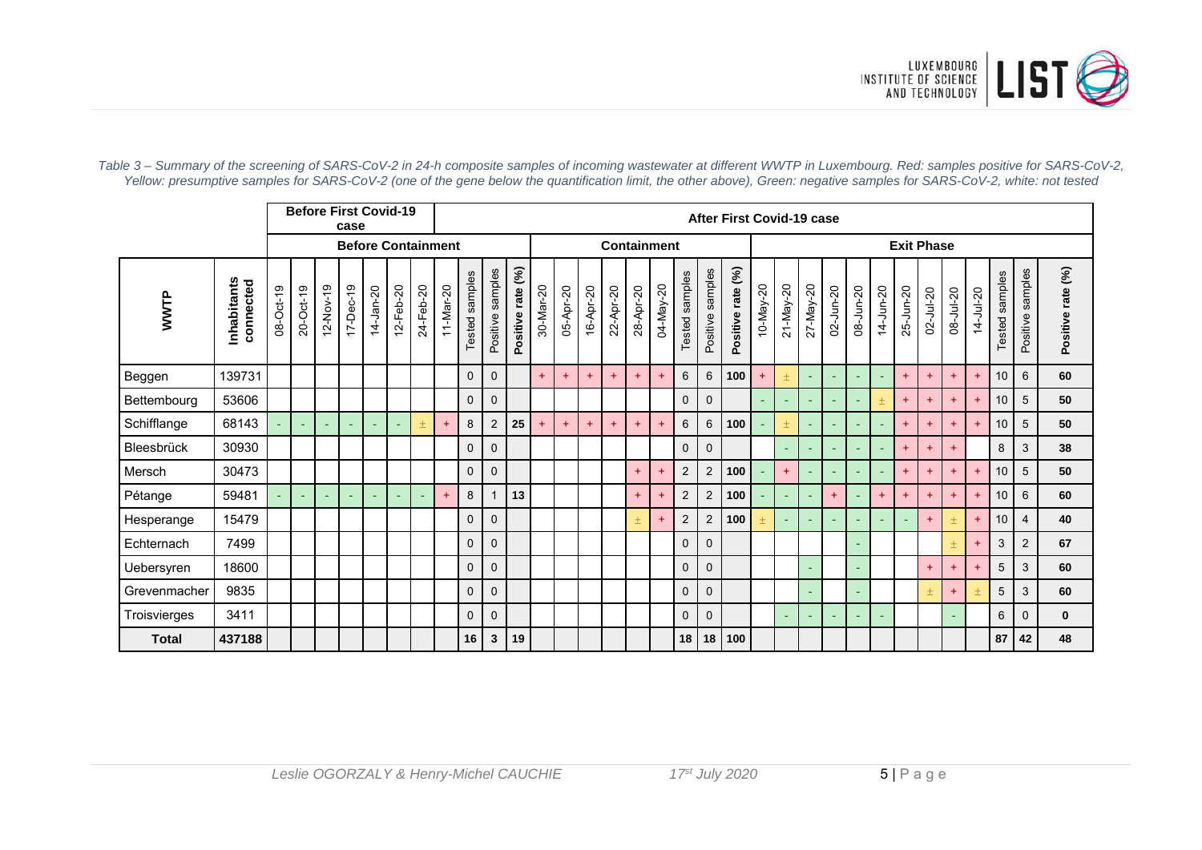*Table 3 – Summary of the screening of SARS-CoV-2 in 24-h composite samples of incoming wastewater at different WWTP in Luxembourg. Red: samples positive for SARS-CoV-2, Yellow: presumptive samples for SARS-CoV-2 (one of the gene below the quantification limit, the other above), Green: negative samples for SARS-CoV-2, white: not tested*

| | | **Before First Covid-19 case** | | | | | | | **After First Covid-19 case** | | | | | | | | | | | | | | | | | | | | | | | | | |
|---|---|---|---|---|---|---|---|---|---|---|---|---|---|---|---|---|---|---|---|---|---|---|---|---|---|---|---|---|---|---|---|---|---|---|
| | | **Before Containment** | | | | | | | | | | | **Containment** | | | | | | | | | **Exit Phase** | | | | | | | | | | | | |
| **WWTP** | **Inhabitants connected** | 08-Oct-19 | 20-Oct-19 | 12-Nov-19 | 17-Dec-19 | 14-Jan-20 | 12-Feb-20 | 24-Feb-20 | 11-Mar-20 | Tested samples | Positive samples | **Positive rate (%)** | 30-Mar-20 | 05-Apr-20 | 16-Apr-20 | 22-Apr-20 | 28-Apr-20 | 04-May-20 | Tested samples | Positive samples | **Positive rate (%)** | 10-May-20 | 21-May-20 | 27-May-20 | 02-Jun-20 | 08-Jun-20 | 14-Jun-20 | 25-Jun-20 | 02-Jul-20 | 08-Jul-20 | 14-Jul-20 | Tested samples | Positive samples | **Positive rate (%)** |
| Beggen | 139731 | | | | | | | | | 0 | 0 | | + | + | + | + | + | + | 6 | 6 | **100** | + | ± | - | - | - | - | + | + | + | + | 10 | 6 | **60** |
| Bettembourg | 53606 | | | | | | | | | 0 | 0 | | | | | | | | 0 | 0 | | - | - | - | - | - | ± | + | + | + | + | 10 | 5 | **50** |
| Schifflange | 68143 | - | - | - | - | - | - | ± | + | 8 | 2 | **25** | + | + | + | + | + | + | 6 | 6 | **100** | - | ± | - | - | - | - | + | + | + | + | 10 | 5 | **50** |
| Bleesbrück | 30930 | | | | | | | | | 0 | 0 | | | | | | | | 0 | 0 | | | - | - | - | - | - | + | + | + | | 8 | 3 | **38** |
| Mersch | 30473 | | | | | | | | | 0 | 0 | | | | | | + | + | 2 | 2 | **100** | - | + | - | - | - | - | + | + | + | + | 10 | 5 | **50** |
| Pétange | 59481 | - | - | - | - | - | - | - | + | 8 | 1 | **13** | | | | | + | + | 2 | 2 | **100** | - | - | - | + | - | + | + | + | + | + | 10 | 6 | **60** |
| Hesperange | 15479 | | | | | | | | | 0 | 0 | | | | | | ± | + | 2 | 2 | **100** | ± | - | - | - | - | - | - | + | ± | + | 10 | 4 | **40** |
| Echternach | 7499 | | | | | | | | | 0 | 0 | | | | | | | | 0 | 0 | | | | | | - | | | | ± | + | 3 | 2 | **67** |
| Uebersyren | 18600 | | | | | | | | | 0 | 0 | | | | | | | | 0 | 0 | | | | - | | - | | | + | + | + | 5 | 3 | **60** |
| Grevenmacher | 9835 | | | | | | | | | 0 | 0 | | | | | | | | 0 | 0 | | | | - | | - | | | ± | + | ± | 5 | 3 | **60** |
| Troisvierges | 3411 | | | | | | | | | 0 | 0 | | | | | | | | 0 | 0 | | | - | - | - | - | - | | | - | | 6 | 0 | **0** |
| **Total** | **437188** | | | | | | | | | **16** | **3** | **19** | | | | | | | **18** | **18** | **100** | | | | | | | | | | | **87** | **42** | **48** |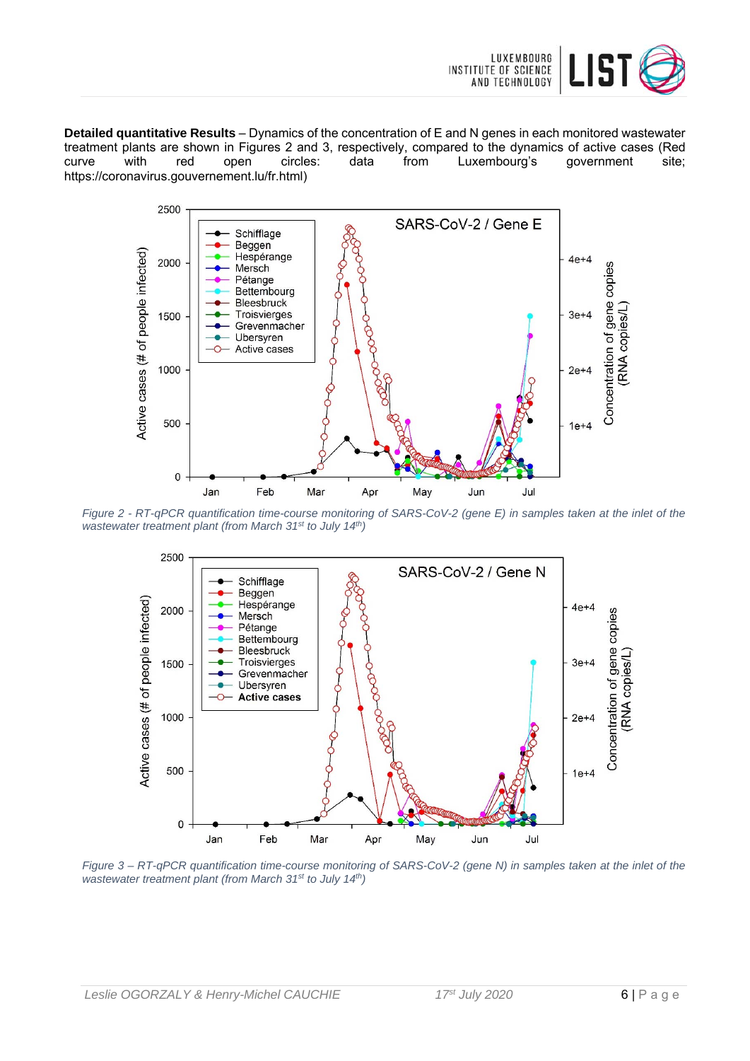**Detailed quantitative Results** – Dynamics of the concentration of E and N genes in each monitored wastewater treatment plants are shown in Figures 2 and 3, respectively, compared to the dynamics of active cases (Red curve with red open circles: data from Luxembourg's government site; https://coronavirus.gouvernement.lu/fr.html)

*Figure 2 - RT-qPCR quantification time-course monitoring of SARS-CoV-2 (gene E) in samples taken at the inlet of the wastewater treatment plant (from March 31[st] to July 14[th])*

*Figure 3 – RT-qPCR quantification time-course monitoring of SARS-CoV-2 (gene N) in samples taken at the inlet of the wastewater treatment plant (from March 31[st] to July 14[th])*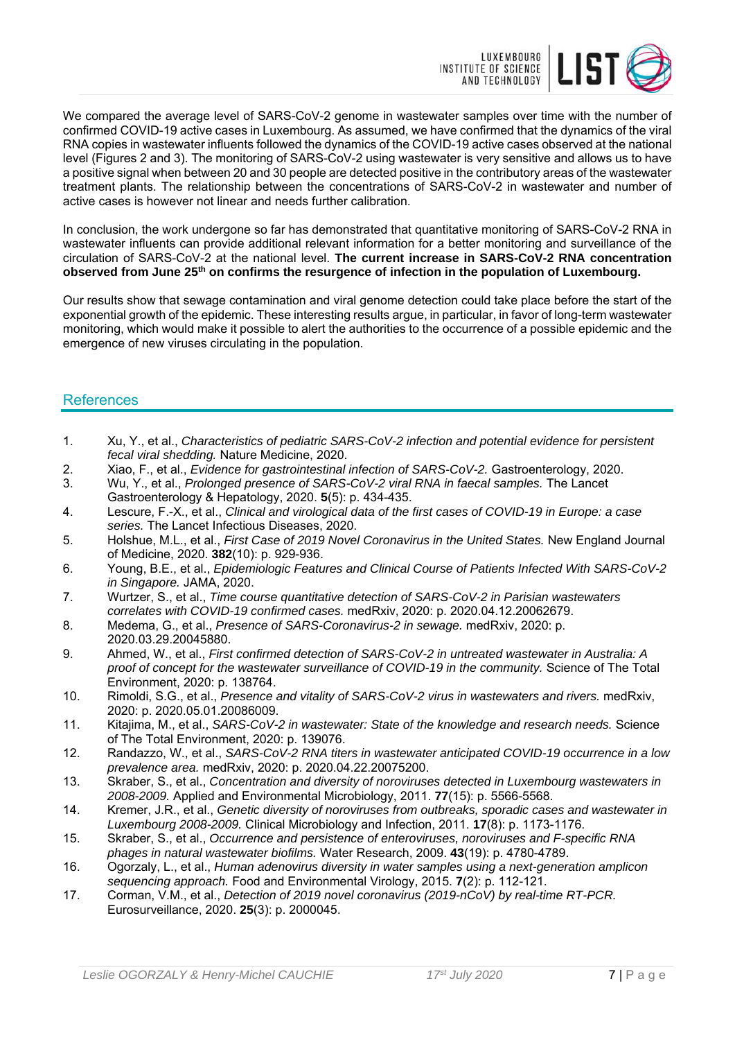We compared the average level of SARS-CoV-2 genome in wastewater samples over time with the number of confirmed COVID-19 active cases in Luxembourg. As assumed, we have confirmed that the dynamics of the viral RNA copies in wastewater influents followed the dynamics of the COVID-19 active cases observed at the national level (Figures 2 and 3). The monitoring of SARS-CoV-2 using wastewater is very sensitive and allows us to have a positive signal when between 20 and 30 people are detected positive in the contributory areas of the wastewater treatment plants. The relationship between the concentrations of SARS-CoV-2 in wastewater and number of active cases is however not linear and needs further calibration.

In conclusion, the work undergone so far has demonstrated that quantitative monitoring of SARS-CoV-2 RNA in wastewater influents can provide additional relevant information for a better monitoring and surveillance of the circulation of SARS-CoV-2 at the national level. **The current increase in SARS-CoV-2 RNA concentration observed from June 25th on confirms the resurgence of infection in the population of Luxembourg.**

Our results show that sewage contamination and viral genome detection could take place before the start of the exponential growth of the epidemic. These interesting results argue, in particular, in favor of long-term wastewater monitoring, which would make it possible to alert the authorities to the occurrence of a possible epidemic and the emergence of new viruses circulating in the population.

## References

1. Xu, Y., et al., *Characteristics of pediatric SARS-CoV-2 infection and potential evidence for persistent fecal viral shedding.* Nature Medicine, 2020.
2. Xiao, F., et al., *Evidence for gastrointestinal infection of SARS-CoV-2.* Gastroenterology, 2020.
3. Wu, Y., et al., *Prolonged presence of SARS-CoV-2 viral RNA in faecal samples.* The Lancet Gastroenterology & Hepatology, 2020. **5**(5): p. 434-435.
4. Lescure, F.-X., et al., *Clinical and virological data of the first cases of COVID-19 in Europe: a case series.* The Lancet Infectious Diseases, 2020.
5. Holshue, M.L., et al., *First Case of 2019 Novel Coronavirus in the United States.* New England Journal of Medicine, 2020. **382**(10): p. 929-936.
6. Young, B.E., et al., *Epidemiologic Features and Clinical Course of Patients Infected With SARS-CoV-2 in Singapore.* JAMA, 2020.
7. Wurtzer, S., et al., *Time course quantitative detection of SARS-CoV-2 in Parisian wastewaters correlates with COVID-19 confirmed cases.* medRxiv, 2020: p. 2020.04.12.20062679.
8. Medema, G., et al., *Presence of SARS-Coronavirus-2 in sewage.* medRxiv, 2020: p. 2020.03.29.20045880.
9. Ahmed, W., et al., *First confirmed detection of SARS-CoV-2 in untreated wastewater in Australia: A proof of concept for the wastewater surveillance of COVID-19 in the community.* Science of The Total Environment, 2020: p. 138764.
10. Rimoldi, S.G., et al., *Presence and vitality of SARS-CoV-2 virus in wastewaters and rivers.* medRxiv, 2020: p. 2020.05.01.20086009.
11. Kitajima, M., et al., *SARS-CoV-2 in wastewater: State of the knowledge and research needs.* Science of The Total Environment, 2020: p. 139076.
12. Randazzo, W., et al., *SARS-CoV-2 RNA titers in wastewater anticipated COVID-19 occurrence in a low prevalence area.* medRxiv, 2020: p. 2020.04.22.20075200.
13. Skraber, S., et al., *Concentration and diversity of noroviruses detected in Luxembourg wastewaters in 2008-2009.* Applied and Environmental Microbiology, 2011. **77**(15): p. 5566-5568.
14. Kremer, J.R., et al., *Genetic diversity of noroviruses from outbreaks, sporadic cases and wastewater in Luxembourg 2008-2009.* Clinical Microbiology and Infection, 2011. **17**(8): p. 1173-1176.
15. Skraber, S., et al., *Occurrence and persistence of enteroviruses, noroviruses and F-specific RNA phages in natural wastewater biofilms.* Water Research, 2009. **43**(19): p. 4780-4789.
16. Ogorzaly, L., et al., *Human adenovirus diversity in water samples using a next-generation amplicon sequencing approach.* Food and Environmental Virology, 2015. **7**(2): p. 112-121.
17. Corman, V.M., et al., *Detection of 2019 novel coronavirus (2019-nCoV) by real-time RT-PCR.* Eurosurveillance, 2020. **25**(3): p. 2000045.